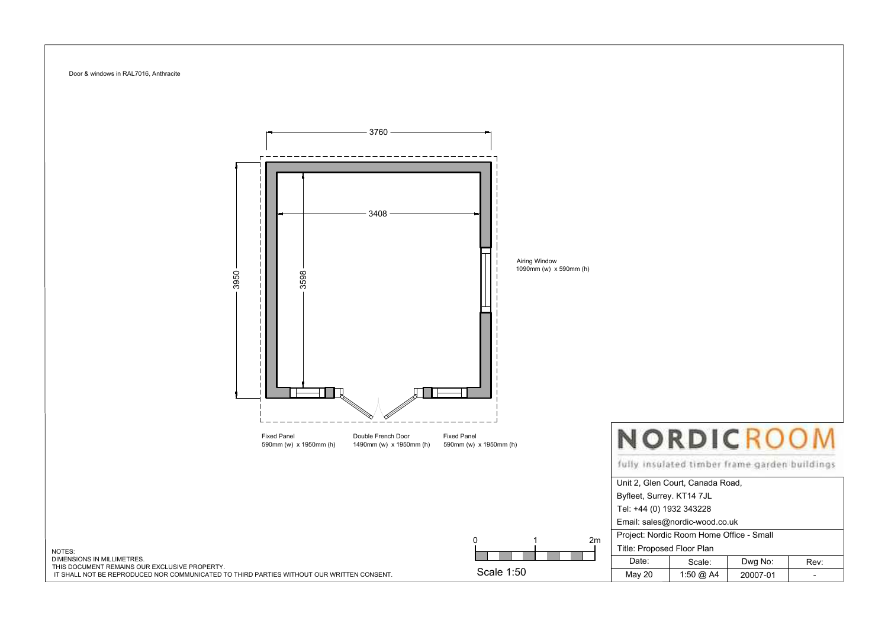Door & windows in RAL7016, Anthracite

3760

3408

3950

3598

Airing Window
1090mm (w) x 590mm (h)

Fixed Panel
590mm (w) x 1950mm (h)

Double French Door
1490mm (w) x 1950mm (h)

Fixed Panel
590mm (w) x 1950mm (h)

0 1 2m

Scale 1:50

NOTES:
DIMENSIONS IN MILLIMETRES.
THIS DOCUMENT REMAINS OUR EXCLUSIVE PROPERTY.
IT SHALL NOT BE REPRODUCED NOR COMMUNICATED TO THIRD PARTIES WITHOUT OUR WRITTEN CONSENT.

# NORDICROOM

fully insulated timber frame garden buildings

Unit 2, Glen Court, Canada Road,
Byfleet, Surrey. KT14 7JL
Tel: +44 (0) 1932 343228
Email: sales@nordic-wood.co.uk

Project: Nordic Room Home Office - Small
Title: Proposed Floor Plan

| Date: | Scale: | Dwg No: | Rev: |
|---|---|---|---|
| May 20 | 1:50 @ A4 | 20007-01 | - |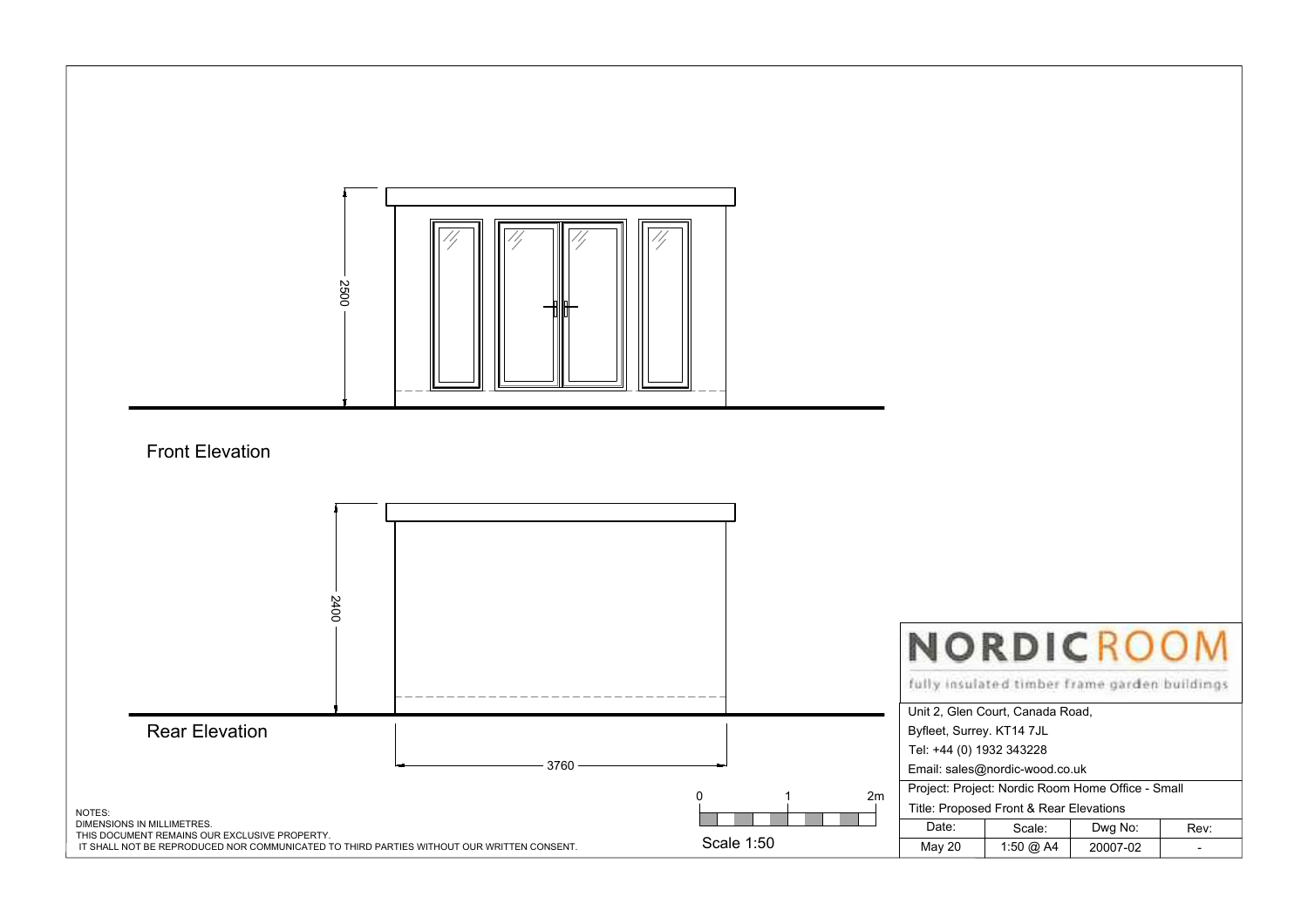2500

## Front Elevation

2400

## Rear Elevation

3760

0 1 2m

Scale 1:50

NOTES:
DIMENSIONS IN MILLIMETRES.
THIS DOCUMENT REMAINS OUR EXCLUSIVE PROPERTY.
IT SHALL NOT BE REPRODUCED NOR COMMUNICATED TO THIRD PARTIES WITHOUT OUR WRITTEN CONSENT.

**NORDICROOM**

fully insulated timber frame garden buildings

Unit 2, Glen Court, Canada Road,
Byfleet, Surrey. KT14 7JL
Tel: +44 (0) 1932 343228
Email: sales@nordic-wood.co.uk

Project: Project: Nordic Room Home Office - Small

Title: Proposed Front & Rear Elevations

| Date: | Scale: | Dwg No: | Rev: |
| --- | --- | --- | --- |
| May 20 | 1:50 @ A4 | 20007-02 | - |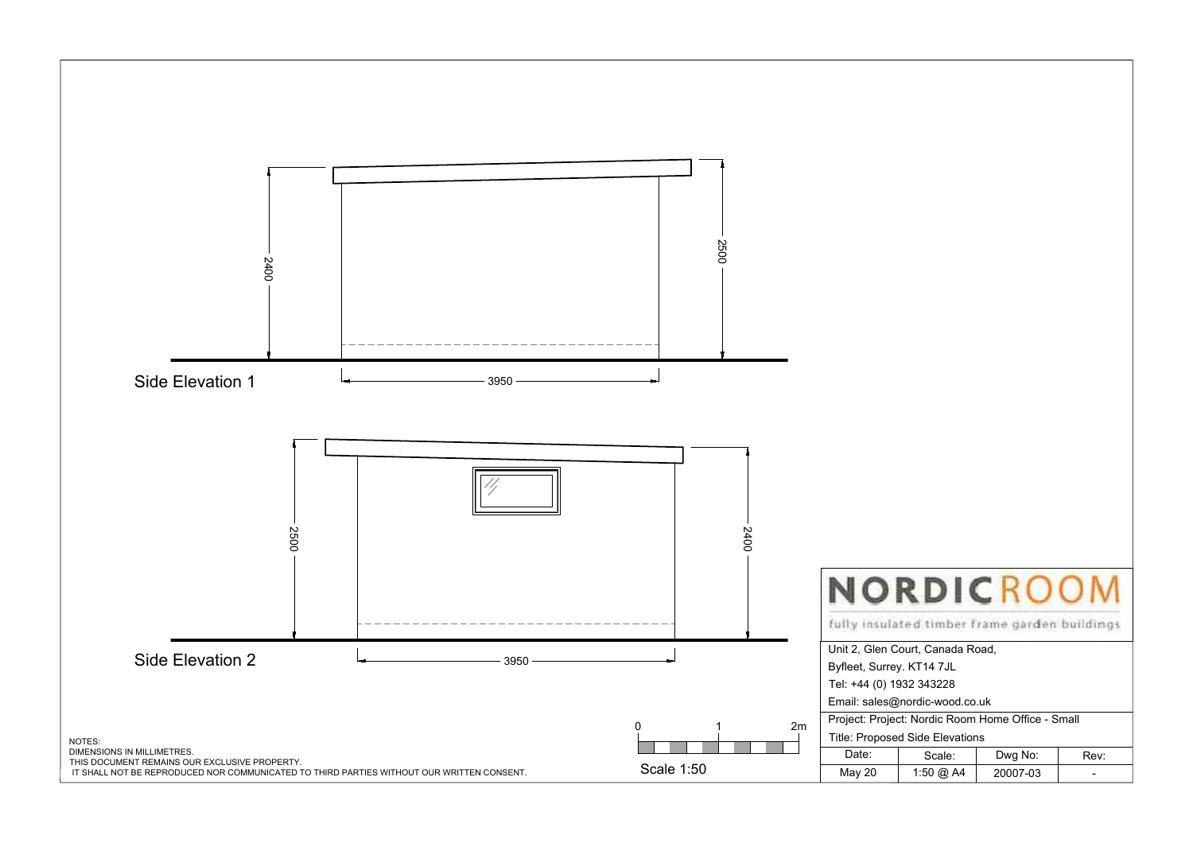Side Elevation 1

2400

2500

3950

Side Elevation 2

2500

2400

3950

0 1 2m

Scale 1:50

NOTES:
DIMENSIONS IN MILLIMETRES.
THIS DOCUMENT REMAINS OUR EXCLUSIVE PROPERTY.
IT SHALL NOT BE REPRODUCED NOR COMMUNICATED TO THIRD PARTIES WITHOUT OUR WRITTEN CONSENT.

NORDICROOM

fully insulated timber frame garden buildings

Unit 2, Glen Court, Canada Road,
Byfleet, Surrey. KT14 7JL
Tel: +44 (0) 1932 343228
Email: sales@nordic-wood.co.uk

Project: Project: Nordic Room Home Office - Small

Title: Proposed Side Elevations

| Date: | Scale: | Dwg No: | Rev: |
| --- | --- | --- | --- |
| May 20 | 1:50 @ A4 | 20007-03 | - |